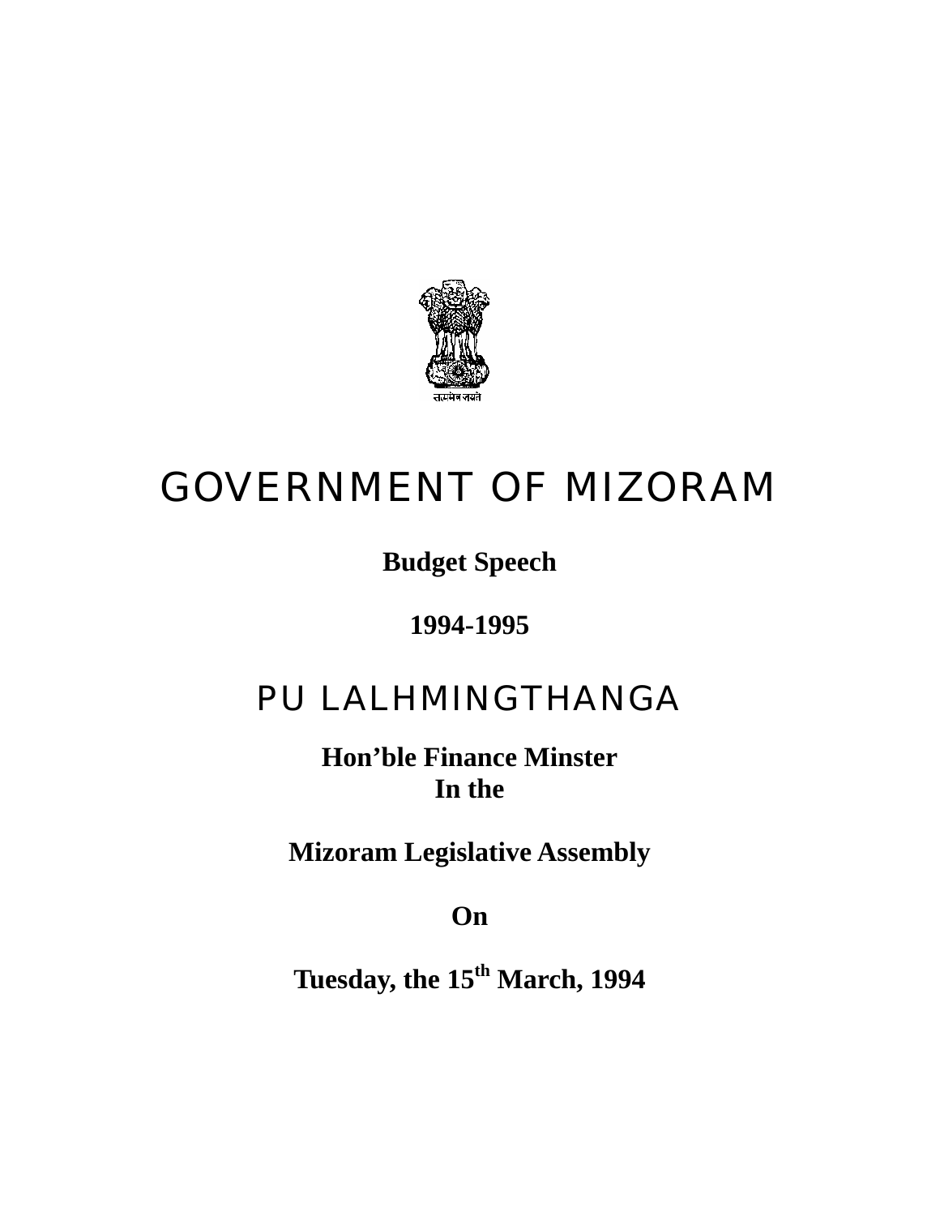# GOVERNMENT OF MIZORAM

**Budget Speech**

**1994-1995**

## PU LALHMINGTHANGA

**Hon'ble Finance Minster**
**In the**

**Mizoram Legislative Assembly**

**On**

**Tuesday, the 15th March, 1994**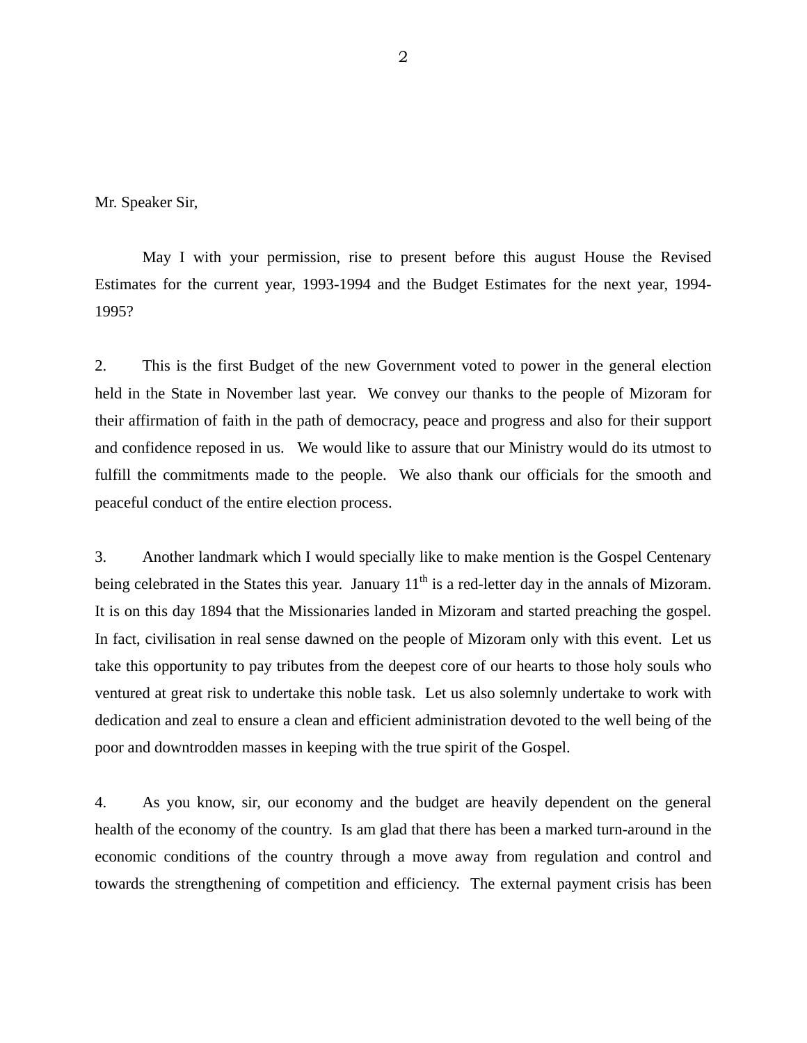Mr. Speaker Sir,

May I with your permission, rise to present before this august House the Revised Estimates for the current year, 1993-1994 and the Budget Estimates for the next year, 1994-1995?

2. This is the first Budget of the new Government voted to power in the general election held in the State in November last year. We convey our thanks to the people of Mizoram for their affirmation of faith in the path of democracy, peace and progress and also for their support and confidence reposed in us. We would like to assure that our Ministry would do its utmost to fulfill the commitments made to the people. We also thank our officials for the smooth and peaceful conduct of the entire election process.

3. Another landmark which I would specially like to make mention is the Gospel Centenary being celebrated in the States this year. January 11th is a red-letter day in the annals of Mizoram. It is on this day 1894 that the Missionaries landed in Mizoram and started preaching the gospel. In fact, civilisation in real sense dawned on the people of Mizoram only with this event. Let us take this opportunity to pay tributes from the deepest core of our hearts to those holy souls who ventured at great risk to undertake this noble task. Let us also solemnly undertake to work with dedication and zeal to ensure a clean and efficient administration devoted to the well being of the poor and downtrodden masses in keeping with the true spirit of the Gospel.

4. As you know, sir, our economy and the budget are heavily dependent on the general health of the economy of the country. Is am glad that there has been a marked turn-around in the economic conditions of the country through a move away from regulation and control and towards the strengthening of competition and efficiency. The external payment crisis has been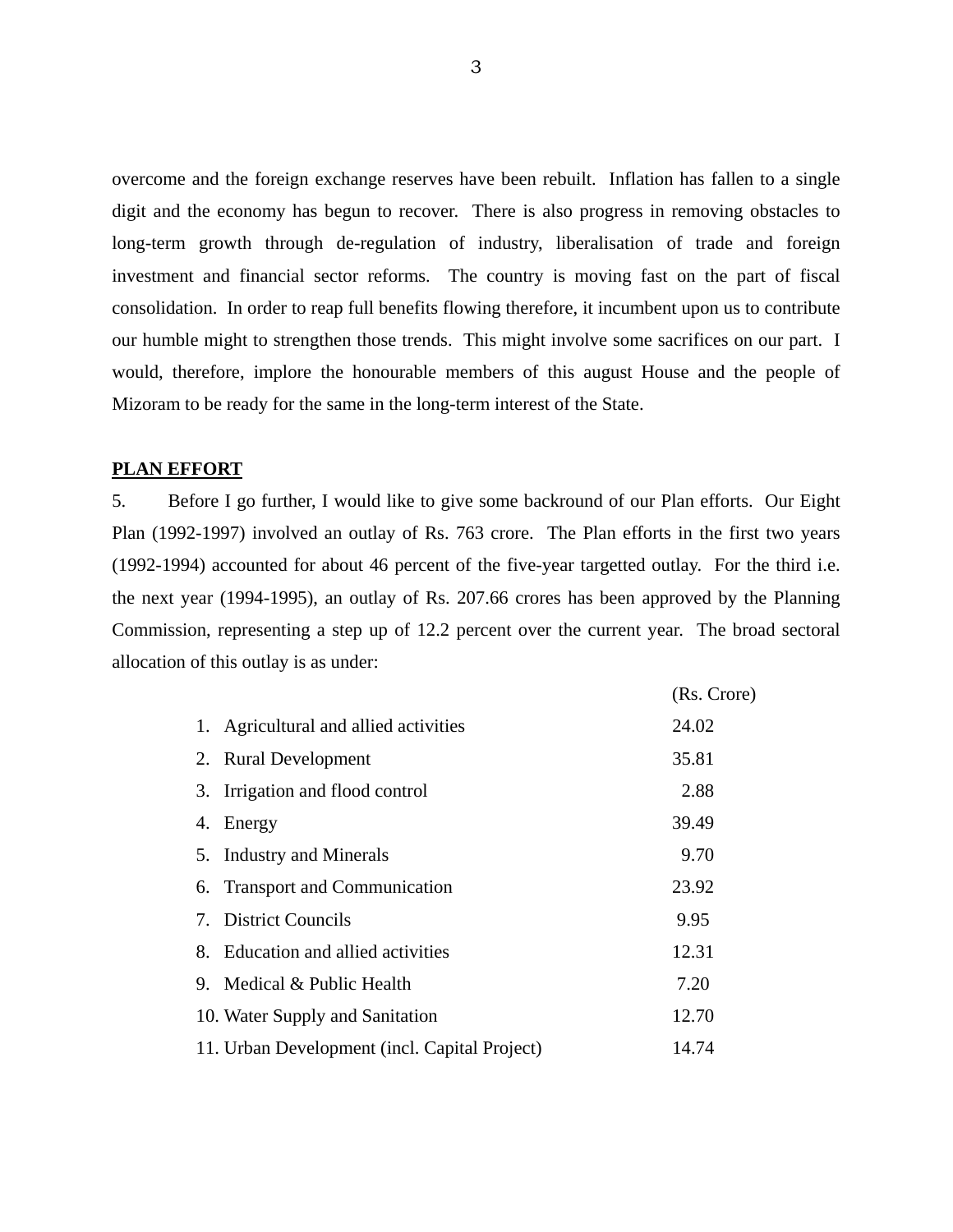overcome and the foreign exchange reserves have been rebuilt. Inflation has fallen to a single digit and the economy has begun to recover. There is also progress in removing obstacles to long-term growth through de-regulation of industry, liberalisation of trade and foreign investment and financial sector reforms. The country is moving fast on the part of fiscal consolidation. In order to reap full benefits flowing therefore, it incumbent upon us to contribute our humble might to strengthen those trends. This might involve some sacrifices on our part. I would, therefore, implore the honourable members of this august House and the people of Mizoram to be ready for the same in the long-term interest of the State.

**PLAN EFFORT**

5. Before I go further, I would like to give some backround of our Plan efforts. Our Eight Plan (1992-1997) involved an outlay of Rs. 763 crore. The Plan efforts in the first two years (1992-1994) accounted for about 46 percent of the five-year targetted outlay. For the third i.e. the next year (1994-1995), an outlay of Rs. 207.66 crores has been approved by the Planning Commission, representing a step up of 12.2 percent over the current year. The broad sectoral allocation of this outlay is as under:

| | (Rs. Crore) |
|---|---|
| 1. Agricultural and allied activities | 24.02 |
| 2. Rural Development | 35.81 |
| 3. Irrigation and flood control | 2.88 |
| 4. Energy | 39.49 |
| 5. Industry and Minerals | 9.70 |
| 6. Transport and Communication | 23.92 |
| 7. District Councils | 9.95 |
| 8. Education and allied activities | 12.31 |
| 9. Medical & Public Health | 7.20 |
| 10. Water Supply and Sanitation | 12.70 |
| 11. Urban Development (incl. Capital Project) | 14.74 |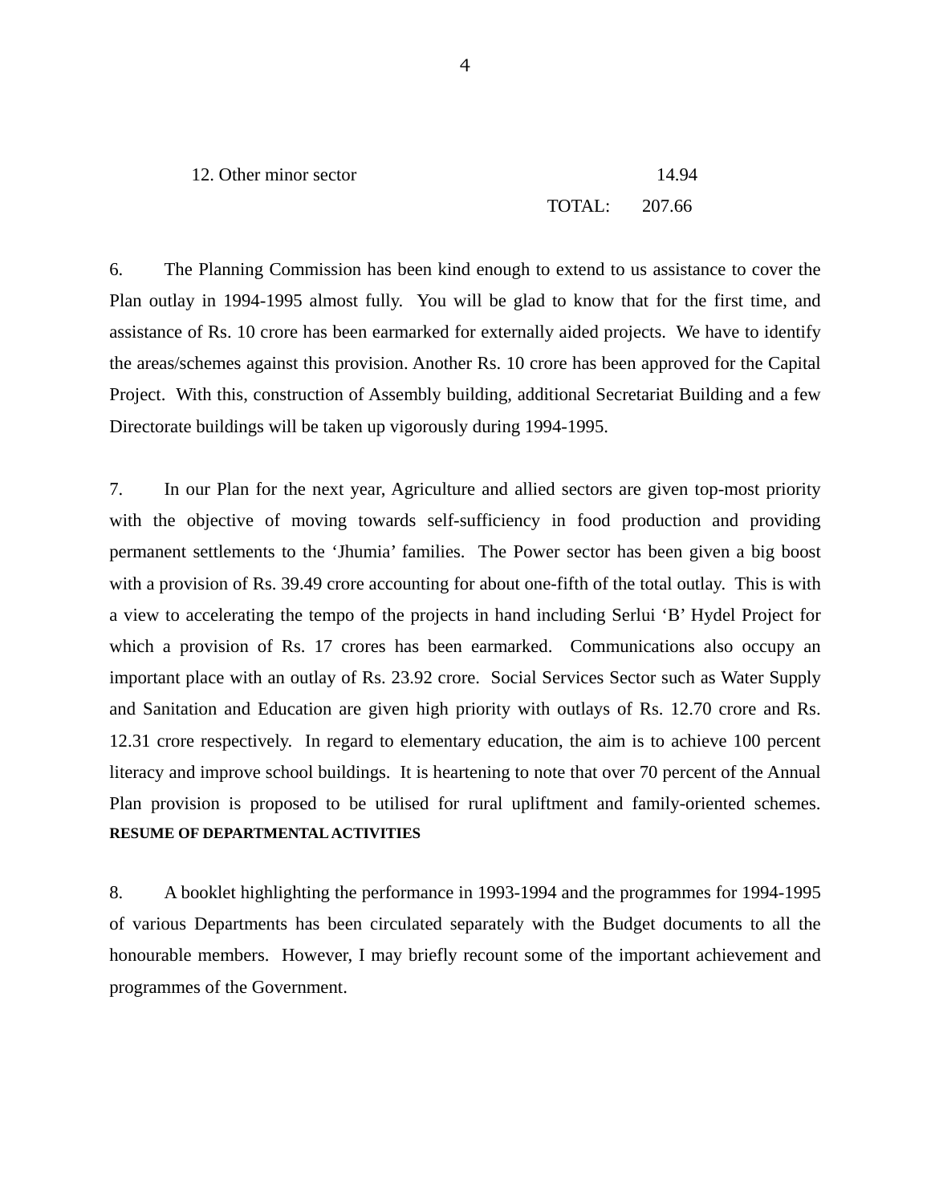| | |
|---|---|
| 12. Other minor sector | 14.94 |
| TOTAL: | 207.66 |

6. The Planning Commission has been kind enough to extend to us assistance to cover the Plan outlay in 1994-1995 almost fully. You will be glad to know that for the first time, and assistance of Rs. 10 crore has been earmarked for externally aided projects. We have to identify the areas/schemes against this provision. Another Rs. 10 crore has been approved for the Capital Project. With this, construction of Assembly building, additional Secretariat Building and a few Directorate buildings will be taken up vigorously during 1994-1995.

7. In our Plan for the next year, Agriculture and allied sectors are given top-most priority with the objective of moving towards self-sufficiency in food production and providing permanent settlements to the 'Jhumia' families. The Power sector has been given a big boost with a provision of Rs. 39.49 crore accounting for about one-fifth of the total outlay. This is with a view to accelerating the tempo of the projects in hand including Serlui 'B' Hydel Project for which a provision of Rs. 17 crores has been earmarked. Communications also occupy an important place with an outlay of Rs. 23.92 crore. Social Services Sector such as Water Supply and Sanitation and Education are given high priority with outlays of Rs. 12.70 crore and Rs. 12.31 crore respectively. In regard to elementary education, the aim is to achieve 100 percent literacy and improve school buildings. It is heartening to note that over 70 percent of the Annual Plan provision is proposed to be utilised for rural upliftment and family-oriented schemes.

**RESUME OF DEPARTMENTAL ACTIVITIES**

8. A booklet highlighting the performance in 1993-1994 and the programmes for 1994-1995 of various Departments has been circulated separately with the Budget documents to all the honourable members. However, I may briefly recount some of the important achievement and programmes of the Government.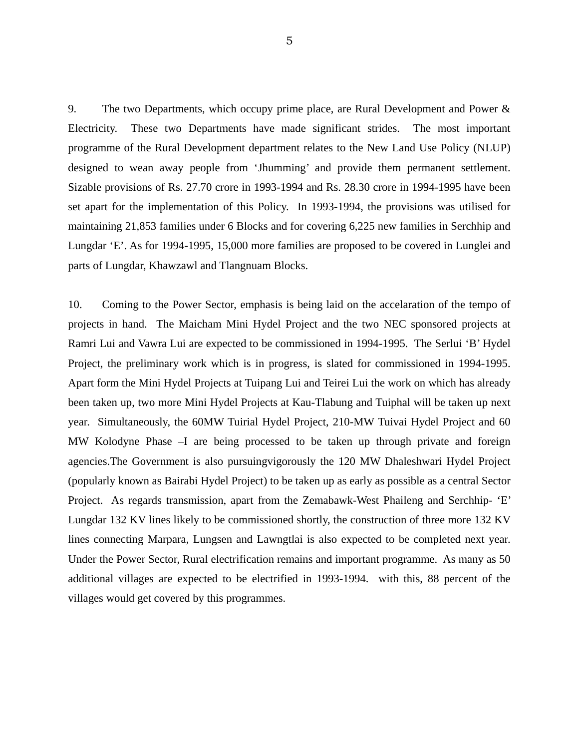9. The two Departments, which occupy prime place, are Rural Development and Power & Electricity. These two Departments have made significant strides. The most important programme of the Rural Development department relates to the New Land Use Policy (NLUP) designed to wean away people from 'Jhumming' and provide them permanent settlement. Sizable provisions of Rs. 27.70 crore in 1993-1994 and Rs. 28.30 crore in 1994-1995 have been set apart for the implementation of this Policy. In 1993-1994, the provisions was utilised for maintaining 21,853 families under 6 Blocks and for covering 6,225 new families in Serchhip and Lungdar 'E'. As for 1994-1995, 15,000 more families are proposed to be covered in Lunglei and parts of Lungdar, Khawzawl and Tlangnuam Blocks.

10. Coming to the Power Sector, emphasis is being laid on the accelaration of the tempo of projects in hand. The Maicham Mini Hydel Project and the two NEC sponsored projects at Ramri Lui and Vawra Lui are expected to be commissioned in 1994-1995. The Serlui 'B' Hydel Project, the preliminary work which is in progress, is slated for commissioned in 1994-1995. Apart form the Mini Hydel Projects at Tuipang Lui and Teirei Lui the work on which has already been taken up, two more Mini Hydel Projects at Kau-Tlabung and Tuiphal will be taken up next year. Simultaneously, the 60MW Tuirial Hydel Project, 210-MW Tuivai Hydel Project and 60 MW Kolodyne Phase –I are being processed to be taken up through private and foreign agencies.The Government is also pursuingvigorously the 120 MW Dhaleshwari Hydel Project (popularly known as Bairabi Hydel Project) to be taken up as early as possible as a central Sector Project. As regards transmission, apart from the Zemabawk-West Phaileng and Serchhip- 'E' Lungdar 132 KV lines likely to be commissioned shortly, the construction of three more 132 KV lines connecting Marpara, Lungsen and Lawngtlai is also expected to be completed next year. Under the Power Sector, Rural electrification remains and important programme. As many as 50 additional villages are expected to be electrified in 1993-1994. with this, 88 percent of the villages would get covered by this programmes.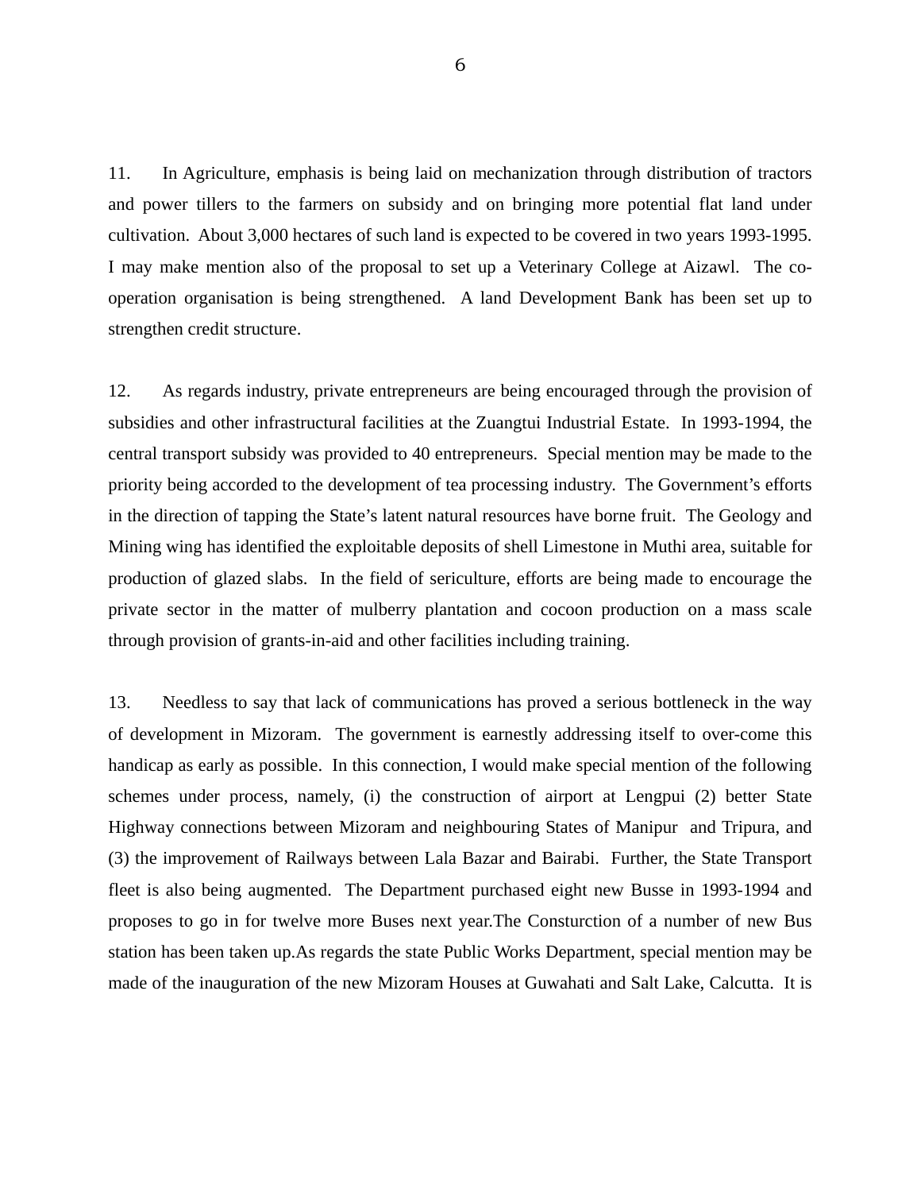11. In Agriculture, emphasis is being laid on mechanization through distribution of tractors and power tillers to the farmers on subsidy and on bringing more potential flat land under cultivation. About 3,000 hectares of such land is expected to be covered in two years 1993-1995. I may make mention also of the proposal to set up a Veterinary College at Aizawl. The co-operation organisation is being strengthened. A land Development Bank has been set up to strengthen credit structure.

12. As regards industry, private entrepreneurs are being encouraged through the provision of subsidies and other infrastructural facilities at the Zuangtui Industrial Estate. In 1993-1994, the central transport subsidy was provided to 40 entrepreneurs. Special mention may be made to the priority being accorded to the development of tea processing industry. The Government's efforts in the direction of tapping the State's latent natural resources have borne fruit. The Geology and Mining wing has identified the exploitable deposits of shell Limestone in Muthi area, suitable for production of glazed slabs. In the field of sericulture, efforts are being made to encourage the private sector in the matter of mulberry plantation and cocoon production on a mass scale through provision of grants-in-aid and other facilities including training.

13. Needless to say that lack of communications has proved a serious bottleneck in the way of development in Mizoram. The government is earnestly addressing itself to over-come this handicap as early as possible. In this connection, I would make special mention of the following schemes under process, namely, (i) the construction of airport at Lengpui (2) better State Highway connections between Mizoram and neighbouring States of Manipur and Tripura, and (3) the improvement of Railways between Lala Bazar and Bairabi. Further, the State Transport fleet is also being augmented. The Department purchased eight new Busse in 1993-1994 and proposes to go in for twelve more Buses next year.The Consturction of a number of new Bus station has been taken up.As regards the state Public Works Department, special mention may be made of the inauguration of the new Mizoram Houses at Guwahati and Salt Lake, Calcutta. It is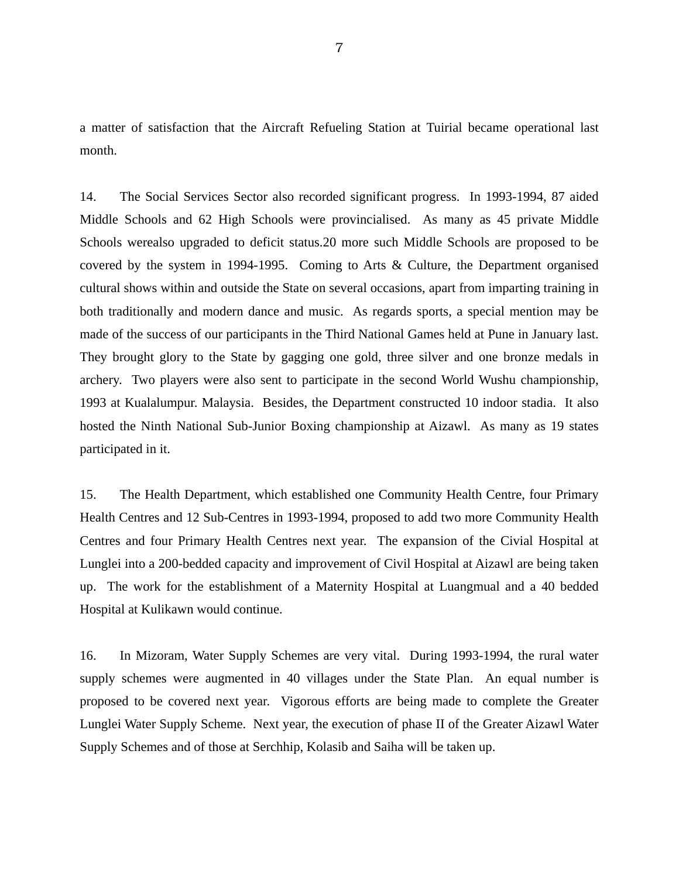a matter of satisfaction that the Aircraft Refueling Station at Tuirial became operational last month.

14. The Social Services Sector also recorded significant progress. In 1993-1994, 87 aided Middle Schools and 62 High Schools were provincialised. As many as 45 private Middle Schools werealso upgraded to deficit status.20 more such Middle Schools are proposed to be covered by the system in 1994-1995. Coming to Arts & Culture, the Department organised cultural shows within and outside the State on several occasions, apart from imparting training in both traditionally and modern dance and music. As regards sports, a special mention may be made of the success of our participants in the Third National Games held at Pune in January last. They brought glory to the State by gagging one gold, three silver and one bronze medals in archery. Two players were also sent to participate in the second World Wushu championship, 1993 at Kualalumpur. Malaysia. Besides, the Department constructed 10 indoor stadia. It also hosted the Ninth National Sub-Junior Boxing championship at Aizawl. As many as 19 states participated in it.

15. The Health Department, which established one Community Health Centre, four Primary Health Centres and 12 Sub-Centres in 1993-1994, proposed to add two more Community Health Centres and four Primary Health Centres next year. The expansion of the Civial Hospital at Lunglei into a 200-bedded capacity and improvement of Civil Hospital at Aizawl are being taken up. The work for the establishment of a Maternity Hospital at Luangmual and a 40 bedded Hospital at Kulikawn would continue.

16. In Mizoram, Water Supply Schemes are very vital. During 1993-1994, the rural water supply schemes were augmented in 40 villages under the State Plan. An equal number is proposed to be covered next year. Vigorous efforts are being made to complete the Greater Lunglei Water Supply Scheme. Next year, the execution of phase II of the Greater Aizawl Water Supply Schemes and of those at Serchhip, Kolasib and Saiha will be taken up.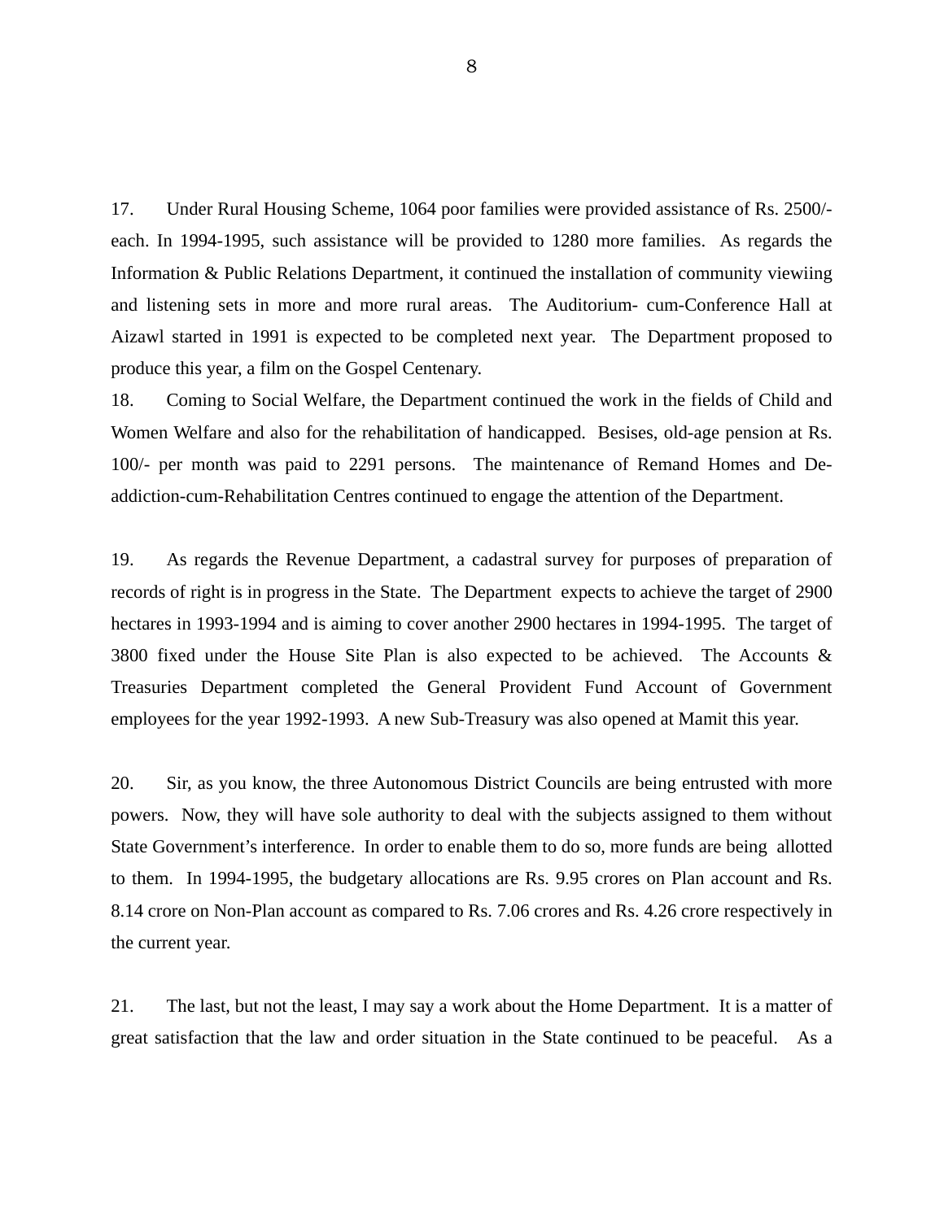17. Under Rural Housing Scheme, 1064 poor families were provided assistance of Rs. 2500/- each. In 1994-1995, such assistance will be provided to 1280 more families. As regards the Information & Public Relations Department, it continued the installation of community viewiing and listening sets in more and more rural areas. The Auditorium- cum-Conference Hall at Aizawl started in 1991 is expected to be completed next year. The Department proposed to produce this year, a film on the Gospel Centenary.

18. Coming to Social Welfare, the Department continued the work in the fields of Child and Women Welfare and also for the rehabilitation of handicapped. Besises, old-age pension at Rs. 100/- per month was paid to 2291 persons. The maintenance of Remand Homes and De-addiction-cum-Rehabilitation Centres continued to engage the attention of the Department.

19. As regards the Revenue Department, a cadastral survey for purposes of preparation of records of right is in progress in the State. The Department expects to achieve the target of 2900 hectares in 1993-1994 and is aiming to cover another 2900 hectares in 1994-1995. The target of 3800 fixed under the House Site Plan is also expected to be achieved. The Accounts & Treasuries Department completed the General Provident Fund Account of Government employees for the year 1992-1993. A new Sub-Treasury was also opened at Mamit this year.

20. Sir, as you know, the three Autonomous District Councils are being entrusted with more powers. Now, they will have sole authority to deal with the subjects assigned to them without State Government's interference. In order to enable them to do so, more funds are being allotted to them. In 1994-1995, the budgetary allocations are Rs. 9.95 crores on Plan account and Rs. 8.14 crore on Non-Plan account as compared to Rs. 7.06 crores and Rs. 4.26 crore respectively in the current year.

21. The last, but not the least, I may say a work about the Home Department. It is a matter of great satisfaction that the law and order situation in the State continued to be peaceful. As a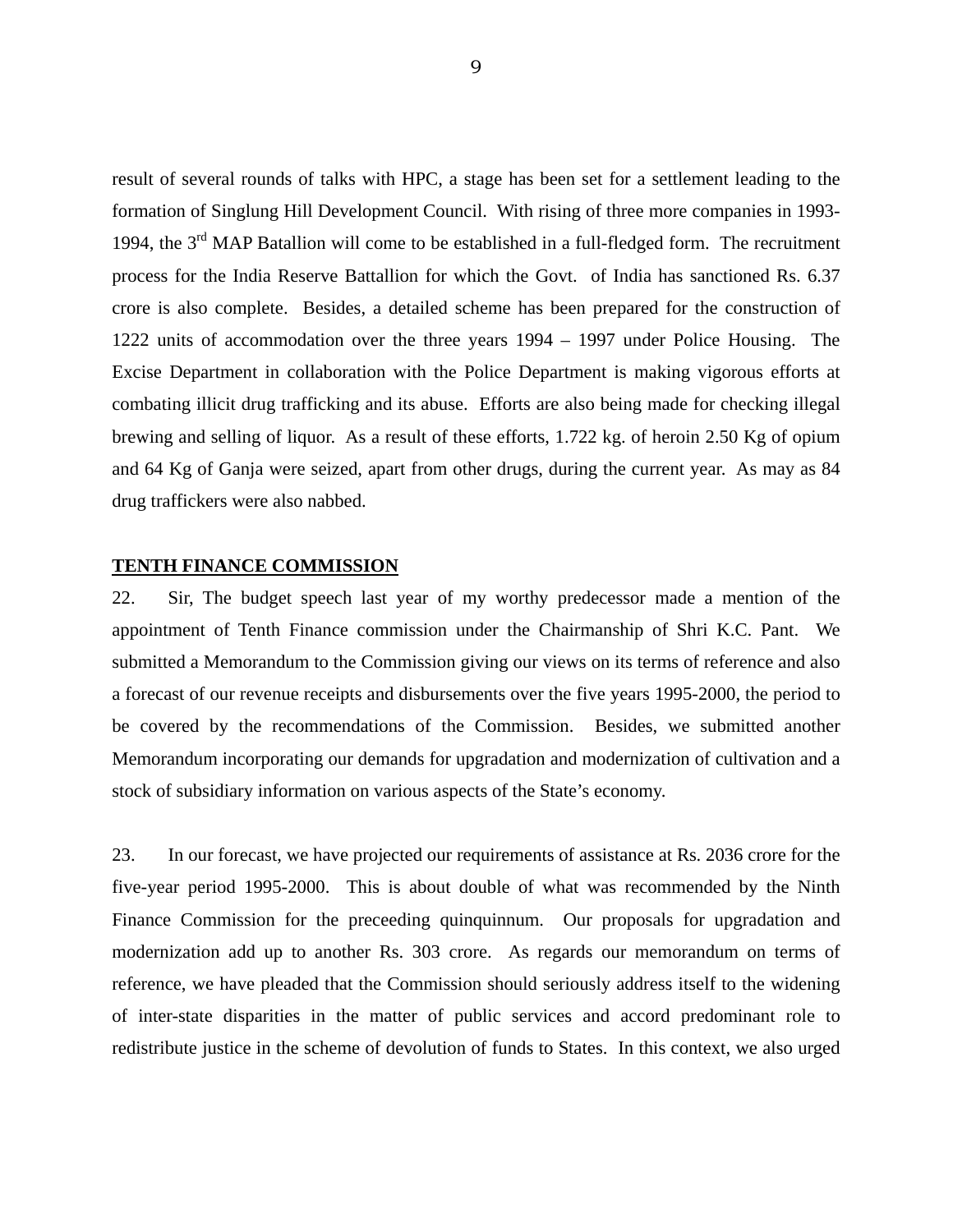result of several rounds of talks with HPC, a stage has been set for a settlement leading to the formation of Singlung Hill Development Council. With rising of three more companies in 1993-1994, the 3rd MAP Batallion will come to be established in a full-fledged form. The recruitment process for the India Reserve Battallion for which the Govt. of India has sanctioned Rs. 6.37 crore is also complete. Besides, a detailed scheme has been prepared for the construction of 1222 units of accommodation over the three years 1994 – 1997 under Police Housing. The Excise Department in collaboration with the Police Department is making vigorous efforts at combating illicit drug trafficking and its abuse. Efforts are also being made for checking illegal brewing and selling of liquor. As a result of these efforts, 1.722 kg. of heroin 2.50 Kg of opium and 64 Kg of Ganja were seized, apart from other drugs, during the current year. As may as 84 drug traffickers were also nabbed.

**TENTH FINANCE COMMISSION**

22. Sir, The budget speech last year of my worthy predecessor made a mention of the appointment of Tenth Finance commission under the Chairmanship of Shri K.C. Pant. We submitted a Memorandum to the Commission giving our views on its terms of reference and also a forecast of our revenue receipts and disbursements over the five years 1995-2000, the period to be covered by the recommendations of the Commission. Besides, we submitted another Memorandum incorporating our demands for upgradation and modernization of cultivation and a stock of subsidiary information on various aspects of the State's economy.

23. In our forecast, we have projected our requirements of assistance at Rs. 2036 crore for the five-year period 1995-2000. This is about double of what was recommended by the Ninth Finance Commission for the preceeding quinquinnum. Our proposals for upgradation and modernization add up to another Rs. 303 crore. As regards our memorandum on terms of reference, we have pleaded that the Commission should seriously address itself to the widening of inter-state disparities in the matter of public services and accord predominant role to redistribute justice in the scheme of devolution of funds to States. In this context, we also urged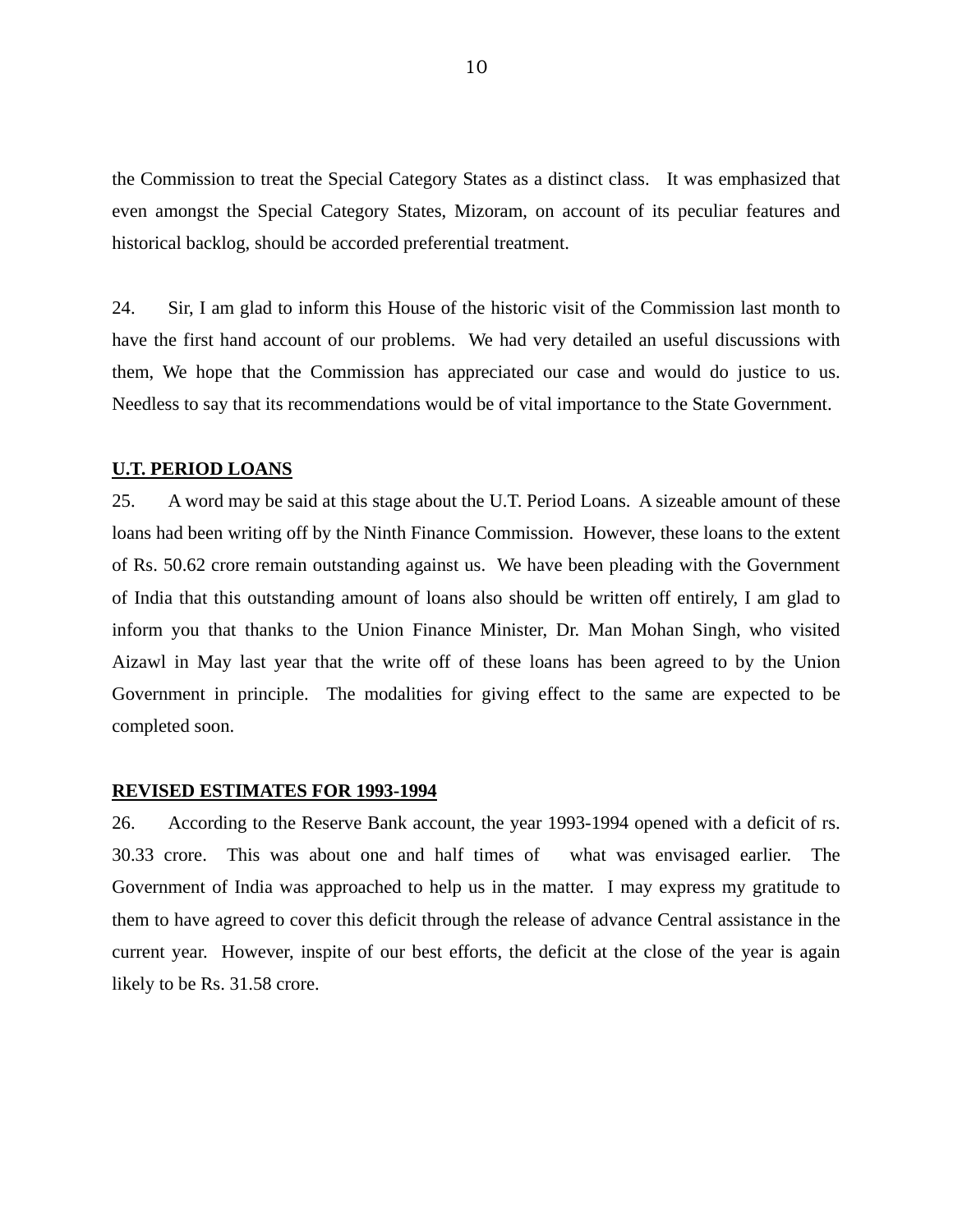the Commission to treat the Special Category States as a distinct class. It was emphasized that even amongst the Special Category States, Mizoram, on account of its peculiar features and historical backlog, should be accorded preferential treatment.

24. Sir, I am glad to inform this House of the historic visit of the Commission last month to have the first hand account of our problems. We had very detailed an useful discussions with them, We hope that the Commission has appreciated our case and would do justice to us. Needless to say that its recommendations would be of vital importance to the State Government.

**U.T. PERIOD LOANS**

25. A word may be said at this stage about the U.T. Period Loans. A sizeable amount of these loans had been writing off by the Ninth Finance Commission. However, these loans to the extent of Rs. 50.62 crore remain outstanding against us. We have been pleading with the Government of India that this outstanding amount of loans also should be written off entirely, I am glad to inform you that thanks to the Union Finance Minister, Dr. Man Mohan Singh, who visited Aizawl in May last year that the write off of these loans has been agreed to by the Union Government in principle. The modalities for giving effect to the same are expected to be completed soon.

**REVISED ESTIMATES FOR 1993-1994**

26. According to the Reserve Bank account, the year 1993-1994 opened with a deficit of rs. 30.33 crore. This was about one and half times of what was envisaged earlier. The Government of India was approached to help us in the matter. I may express my gratitude to them to have agreed to cover this deficit through the release of advance Central assistance in the current year. However, inspite of our best efforts, the deficit at the close of the year is again likely to be Rs. 31.58 crore.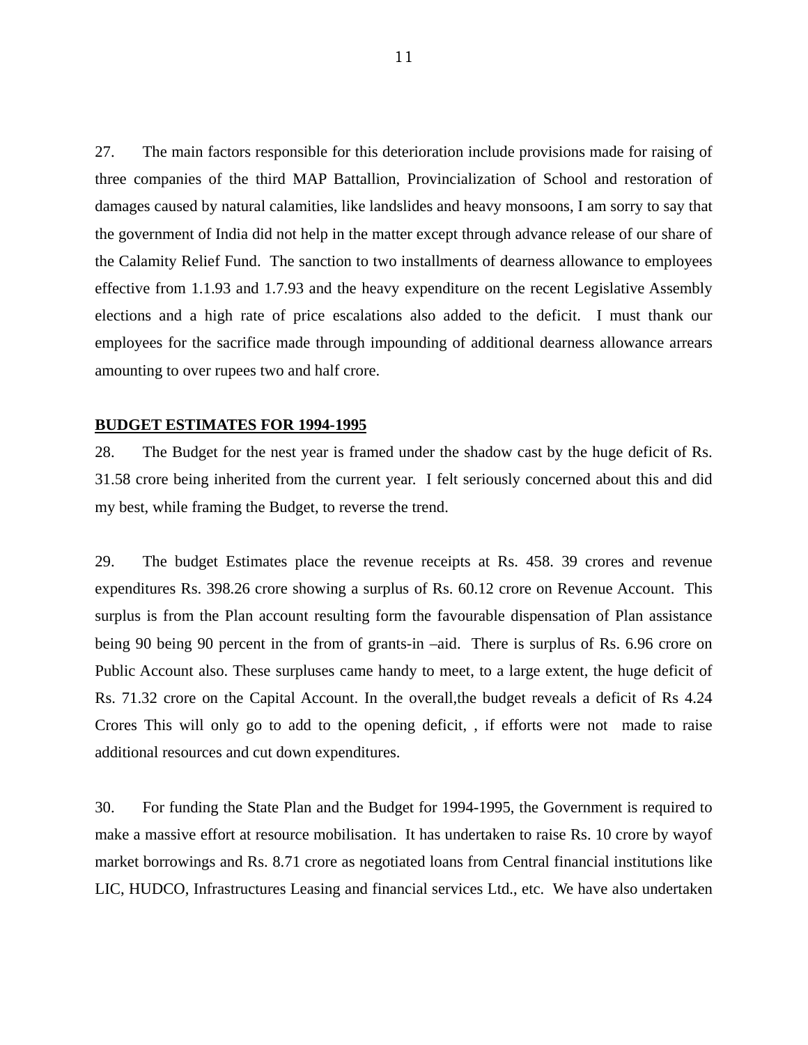27. The main factors responsible for this deterioration include provisions made for raising of three companies of the third MAP Battallion, Provincialization of School and restoration of damages caused by natural calamities, like landslides and heavy monsoons, I am sorry to say that the government of India did not help in the matter except through advance release of our share of the Calamity Relief Fund. The sanction to two installments of dearness allowance to employees effective from 1.1.93 and 1.7.93 and the heavy expenditure on the recent Legislative Assembly elections and a high rate of price escalations also added to the deficit. I must thank our employees for the sacrifice made through impounding of additional dearness allowance arrears amounting to over rupees two and half crore.

**BUDGET ESTIMATES FOR 1994-1995**

28. The Budget for the nest year is framed under the shadow cast by the huge deficit of Rs. 31.58 crore being inherited from the current year. I felt seriously concerned about this and did my best, while framing the Budget, to reverse the trend.

29. The budget Estimates place the revenue receipts at Rs. 458. 39 crores and revenue expenditures Rs. 398.26 crore showing a surplus of Rs. 60.12 crore on Revenue Account. This surplus is from the Plan account resulting form the favourable dispensation of Plan assistance being 90 being 90 percent in the from of grants-in –aid. There is surplus of Rs. 6.96 crore on Public Account also. These surpluses came handy to meet, to a large extent, the huge deficit of Rs. 71.32 crore on the Capital Account. In the overall,the budget reveals a deficit of Rs 4.24 Crores This will only go to add to the opening deficit, , if efforts were not made to raise additional resources and cut down expenditures.

30. For funding the State Plan and the Budget for 1994-1995, the Government is required to make a massive effort at resource mobilisation. It has undertaken to raise Rs. 10 crore by wayof market borrowings and Rs. 8.71 crore as negotiated loans from Central financial institutions like LIC, HUDCO, Infrastructures Leasing and financial services Ltd., etc. We have also undertaken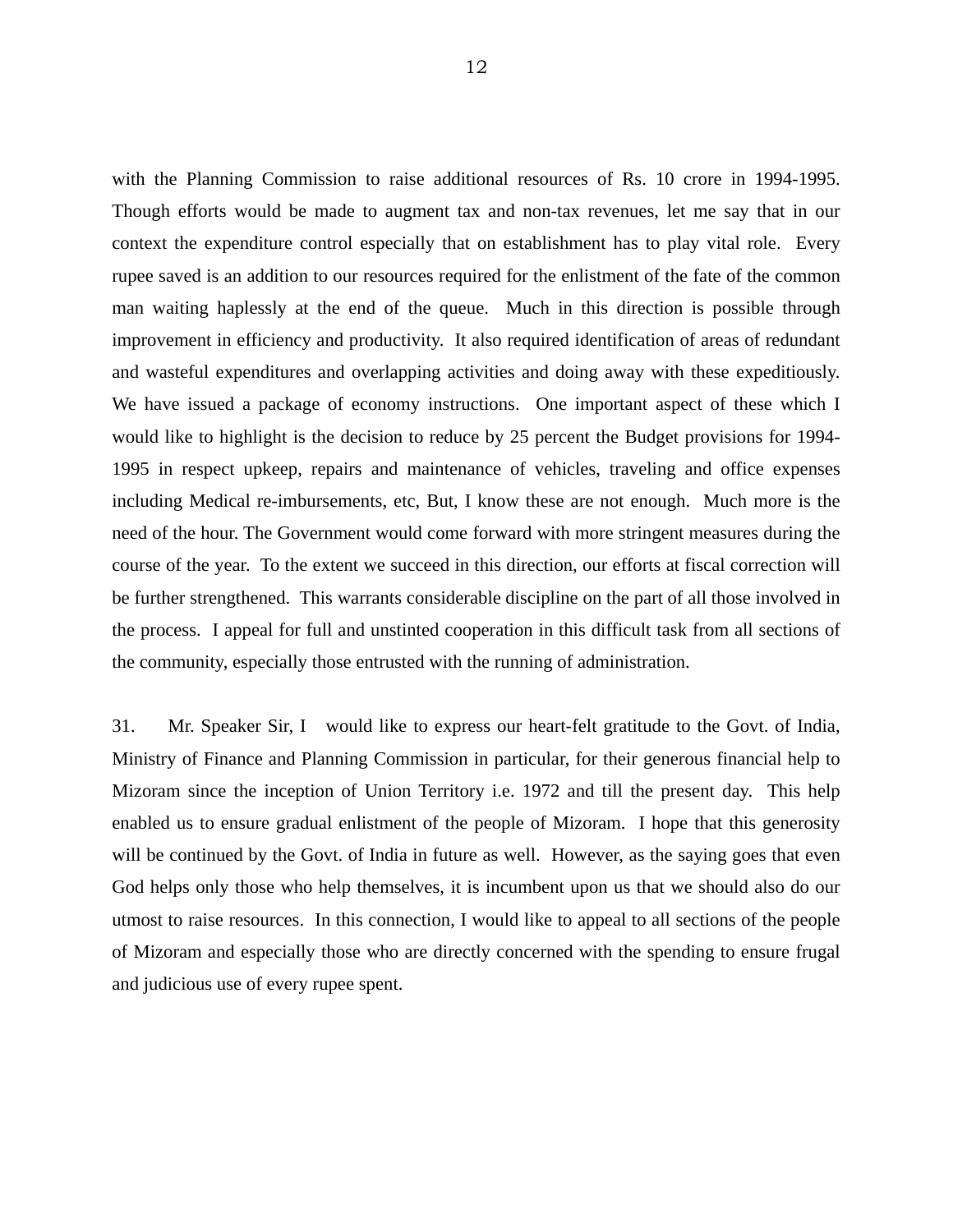with the Planning Commission to raise additional resources of Rs. 10 crore in 1994-1995. Though efforts would be made to augment tax and non-tax revenues, let me say that in our context the expenditure control especially that on establishment has to play vital role. Every rupee saved is an addition to our resources required for the enlistment of the fate of the common man waiting haplessly at the end of the queue. Much in this direction is possible through improvement in efficiency and productivity. It also required identification of areas of redundant and wasteful expenditures and overlapping activities and doing away with these expeditiously. We have issued a package of economy instructions. One important aspect of these which I would like to highlight is the decision to reduce by 25 percent the Budget provisions for 1994-1995 in respect upkeep, repairs and maintenance of vehicles, traveling and office expenses including Medical re-imbursements, etc, But, I know these are not enough. Much more is the need of the hour. The Government would come forward with more stringent measures during the course of the year. To the extent we succeed in this direction, our efforts at fiscal correction will be further strengthened. This warrants considerable discipline on the part of all those involved in the process. I appeal for full and unstinted cooperation in this difficult task from all sections of the community, especially those entrusted with the running of administration.

31. Mr. Speaker Sir, I would like to express our heart-felt gratitude to the Govt. of India, Ministry of Finance and Planning Commission in particular, for their generous financial help to Mizoram since the inception of Union Territory i.e. 1972 and till the present day. This help enabled us to ensure gradual enlistment of the people of Mizoram. I hope that this generosity will be continued by the Govt. of India in future as well. However, as the saying goes that even God helps only those who help themselves, it is incumbent upon us that we should also do our utmost to raise resources. In this connection, I would like to appeal to all sections of the people of Mizoram and especially those who are directly concerned with the spending to ensure frugal and judicious use of every rupee spent.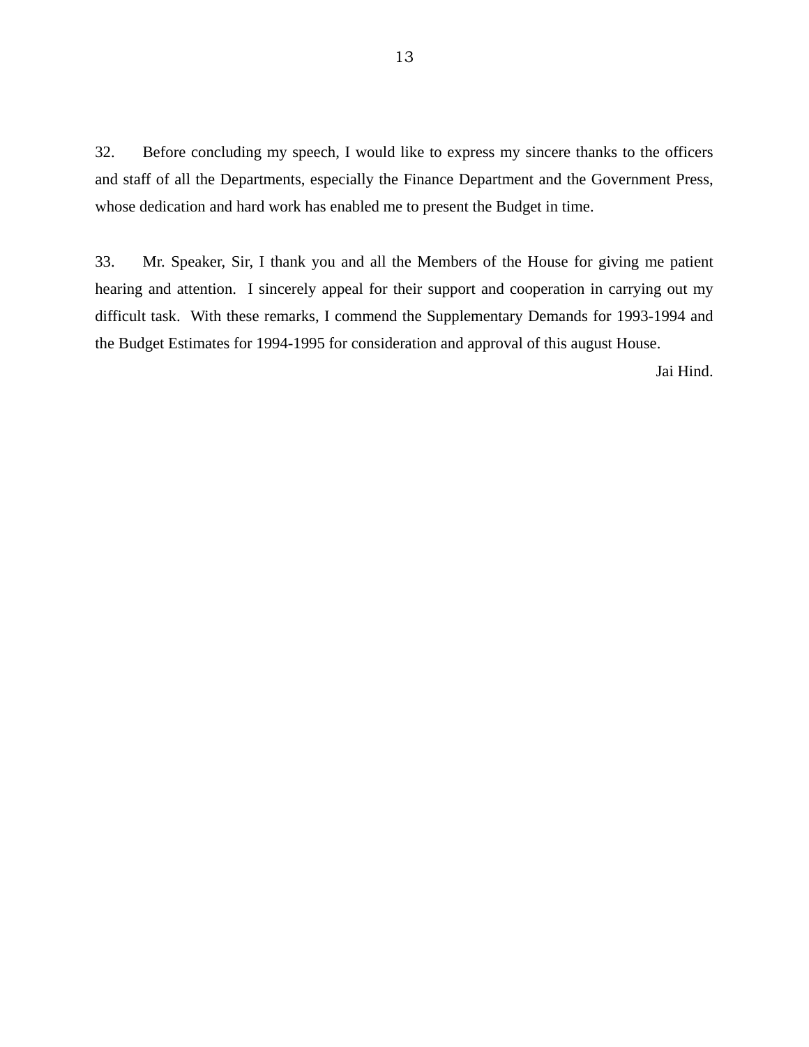32. Before concluding my speech, I would like to express my sincere thanks to the officers and staff of all the Departments, especially the Finance Department and the Government Press, whose dedication and hard work has enabled me to present the Budget in time.

33. Mr. Speaker, Sir, I thank you and all the Members of the House for giving me patient hearing and attention. I sincerely appeal for their support and cooperation in carrying out my difficult task. With these remarks, I commend the Supplementary Demands for 1993-1994 and the Budget Estimates for 1994-1995 for consideration and approval of this august House.

Jai Hind.